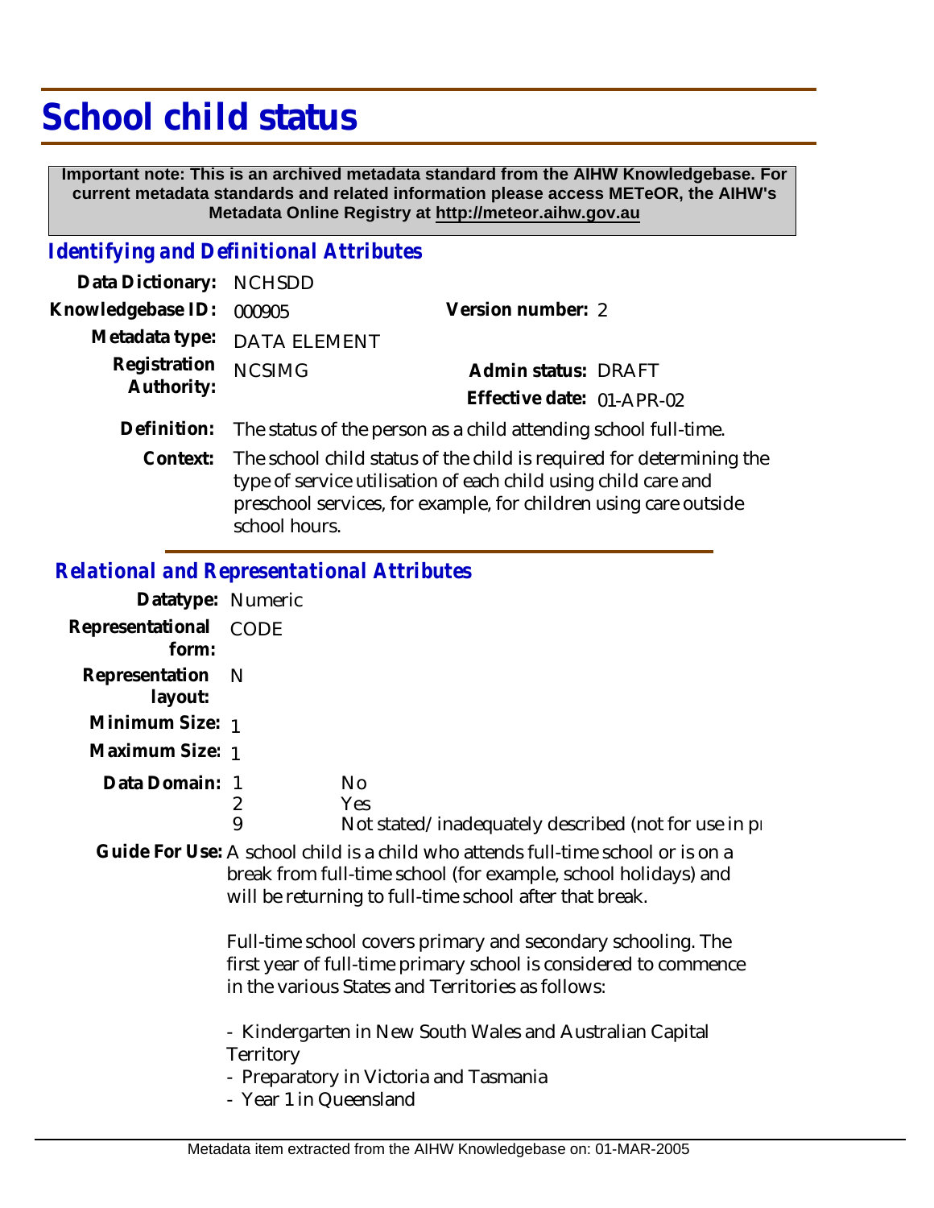# School child status

**Important note: This is an archived metadata standard from the AIHW Knowledgebase. For current metadata standards and related information please access METeOR, the AIHW's Metadata Online Registry at http://meteor.aihw.gov.au**

## *Identifying and Definitional Attributes*

**Data Dictionary:** NCHSDD

**Knowledgebase ID:** 000905

**Version number:** 2

**Metadata type:** DATA ELEMENT

**Registration Authority:** NCSIMG

**Admin status:** DRAFT

**Effective date:** 01-APR-02

**Definition:** The status of the person as a child attending school full-time.

**Context:** The school child status of the child is required for determining the type of service utilisation of each child using child care and preschool services, for example, for children using care outside school hours.

## *Relational and Representational Attributes*

**Datatype:** Numeric

**Representational form:** CODE

**Representation layout:** N

**Minimum Size:** 1

**Maximum Size:** 1

**Data Domain:**

| | |
|---|---|
| 1 | No |
| 2 | Yes |
| 9 | Not stated/inadequately described (not for use in pr |

**Guide For Use:** A school child is a child who attends full-time school or is on a break from full-time school (for example, school holidays) and will be returning to full-time school after that break.

Full-time school covers primary and secondary schooling. The first year of full-time primary school is considered to commence in the various States and Territories as follows:

- Kindergarten in New South Wales and Australian Capital Territory
- Preparatory in Victoria and Tasmania
- Year 1 in Queensland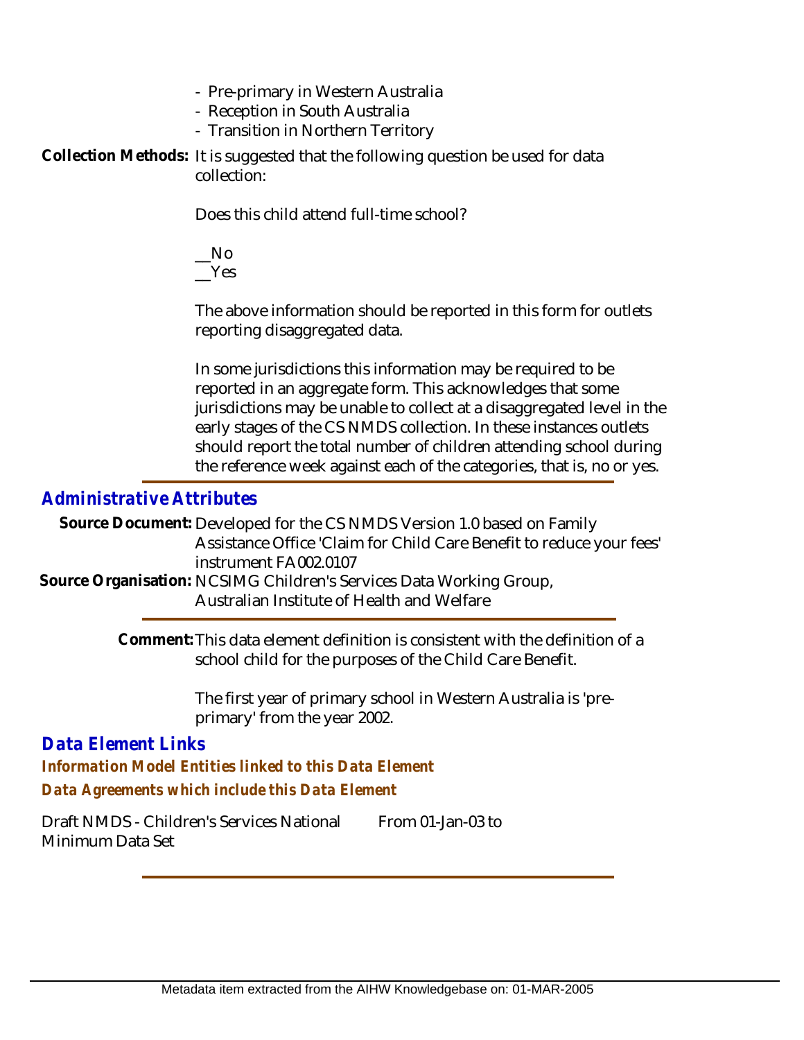- Pre-primary in Western Australia
- Reception in South Australia
- Transition in Northern Territory

**Collection Methods:** It is suggested that the following question be used for data collection:

Does this child attend full-time school?

__No
__Yes

The above information should be reported in this form for outlets reporting disaggregated data.

In some jurisdictions this information may be required to be reported in an aggregate form. This acknowledges that some jurisdictions may be unable to collect at a disaggregated level in the early stages of the CS NMDS collection. In these instances outlets should report the total number of children attending school during the reference week against each of the categories, that is, no or yes.

## Administrative Attributes

**Source Document:** Developed for the CS NMDS Version 1.0 based on Family Assistance Office 'Claim for Child Care Benefit to reduce your fees' instrument FA002.0107

**Source Organisation:** NCSIMG Children's Services Data Working Group, Australian Institute of Health and Welfare

**Comment:** This data element definition is consistent with the definition of a school child for the purposes of the Child Care Benefit.

The first year of primary school in Western Australia is 'pre-primary' from the year 2002.

## Data Element Links

### Information Model Entities linked to this Data Element

### Data Agreements which include this Data Element

Draft NMDS - Children's Services National Minimum Data Set — From 01-Jan-03 to

Metadata item extracted from the AIHW Knowledgebase on: 01-MAR-2005